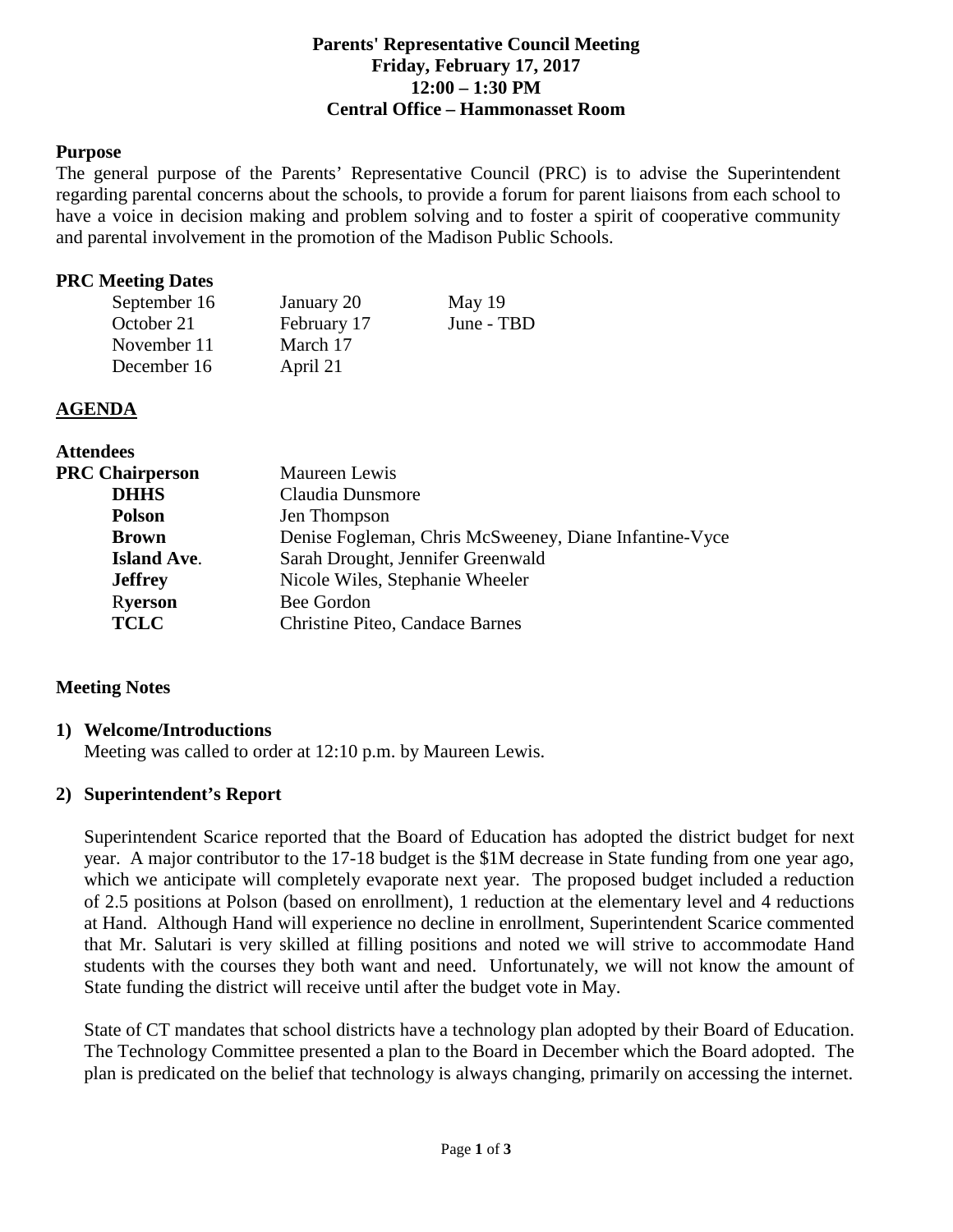# Parents' Representative Council Meeting
**Friday, February 17, 2017**
**12:00 – 1:30 PM**
**Central Office – Hammonasset Room**

## Purpose

The general purpose of the Parents' Representative Council (PRC) is to advise the Superintendent regarding parental concerns about the schools, to provide a forum for parent liaisons from each school to have a voice in decision making and problem solving and to foster a spirit of cooperative community and parental involvement in the promotion of the Madison Public Schools.

## PRC Meeting Dates

| | | |
|---|---|---|
| September 16 | January 20 | May 19 |
| October 21 | February 17 | June - TBD |
| November 11 | March 17 | |
| December 16 | April 21 | |

## AGENDA

**Attendees**

| | |
|---|---|
| **PRC Chairperson** | Maureen Lewis |
| **DHHS** | Claudia Dunsmore |
| **Polson** | Jen Thompson |
| **Brown** | Denise Fogleman, Chris McSweeney, Diane Infantine-Vyce |
| **Island Ave.** | Sarah Drought, Jennifer Greenwald |
| **Jeffrey** | Nicole Wiles, Stephanie Wheeler |
| **Ryerson** | Bee Gordon |
| **TCLC** | Christine Piteo, Candace Barnes |

## Meeting Notes

### 1) Welcome/Introductions

Meeting was called to order at 12:10 p.m. by Maureen Lewis.

### 2) Superintendent's Report

Superintendent Scarice reported that the Board of Education has adopted the district budget for next year. A major contributor to the 17-18 budget is the $1M decrease in State funding from one year ago, which we anticipate will completely evaporate next year. The proposed budget included a reduction of 2.5 positions at Polson (based on enrollment), 1 reduction at the elementary level and 4 reductions at Hand. Although Hand will experience no decline in enrollment, Superintendent Scarice commented that Mr. Salutari is very skilled at filling positions and noted we will strive to accommodate Hand students with the courses they both want and need. Unfortunately, we will not know the amount of State funding the district will receive until after the budget vote in May.

State of CT mandates that school districts have a technology plan adopted by their Board of Education. The Technology Committee presented a plan to the Board in December which the Board adopted. The plan is predicated on the belief that technology is always changing, primarily on accessing the internet.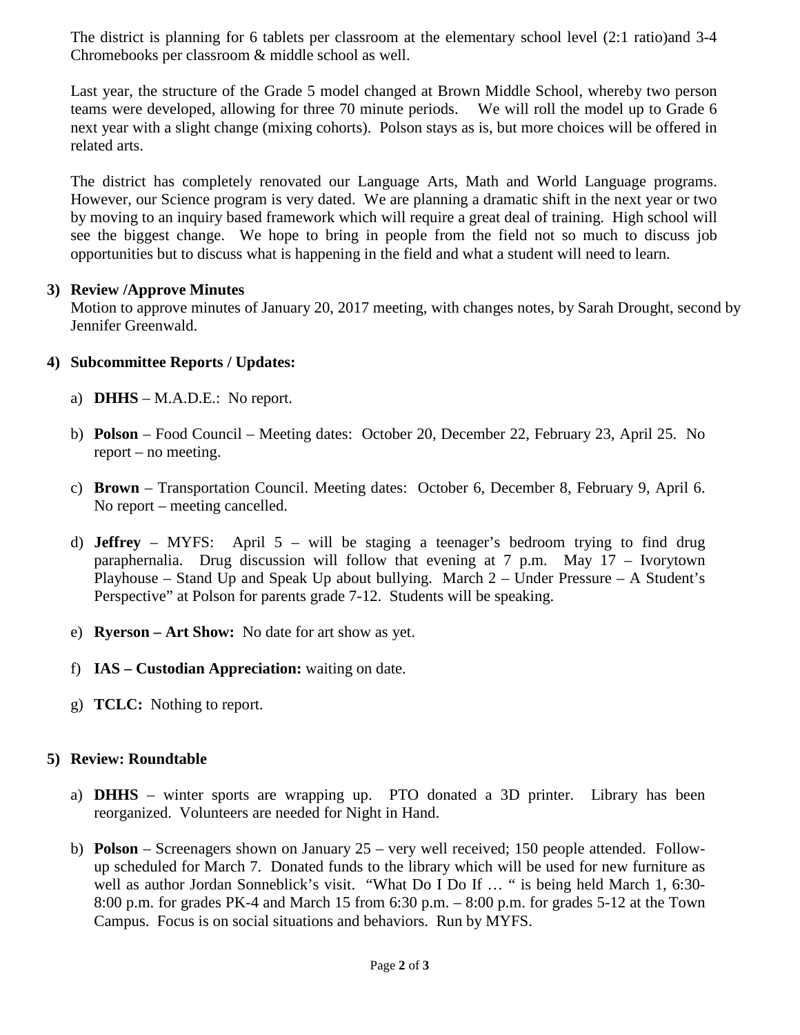The district is planning for 6 tablets per classroom at the elementary school level (2:1 ratio)and 3-4 Chromebooks per classroom & middle school as well.

Last year, the structure of the Grade 5 model changed at Brown Middle School, whereby two person teams were developed, allowing for three 70 minute periods. We will roll the model up to Grade 6 next year with a slight change (mixing cohorts). Polson stays as is, but more choices will be offered in related arts.

The district has completely renovated our Language Arts, Math and World Language programs. However, our Science program is very dated. We are planning a dramatic shift in the next year or two by moving to an inquiry based framework which will require a great deal of training. High school will see the biggest change. We hope to bring in people from the field not so much to discuss job opportunities but to discuss what is happening in the field and what a student will need to learn.

**3) Review /Approve Minutes**

Motion to approve minutes of January 20, 2017 meeting, with changes notes, by Sarah Drought, second by Jennifer Greenwald.

**4) Subcommittee Reports / Updates:**

a) **DHHS** – M.A.D.E.: No report.

b) **Polson** – Food Council – Meeting dates: October 20, December 22, February 23, April 25. No report – no meeting.

c) **Brown** – Transportation Council. Meeting dates: October 6, December 8, February 9, April 6. No report – meeting cancelled.

d) **Jeffrey** – MYFS: April 5 – will be staging a teenager's bedroom trying to find drug paraphernalia. Drug discussion will follow that evening at 7 p.m. May 17 – Ivorytown Playhouse – Stand Up and Speak Up about bullying. March 2 – Under Pressure – A Student's Perspective" at Polson for parents grade 7-12. Students will be speaking.

e) **Ryerson – Art Show:** No date for art show as yet.

f) **IAS – Custodian Appreciation:** waiting on date.

g) **TCLC:** Nothing to report.

**5) Review: Roundtable**

a) **DHHS** – winter sports are wrapping up. PTO donated a 3D printer. Library has been reorganized. Volunteers are needed for Night in Hand.

b) **Polson** – Screenagers shown on January 25 – very well received; 150 people attended. Follow-up scheduled for March 7. Donated funds to the library which will be used for new furniture as well as author Jordan Sonneblick's visit. "What Do I Do If … " is being held March 1, 6:30-8:00 p.m. for grades PK-4 and March 15 from 6:30 p.m. – 8:00 p.m. for grades 5-12 at the Town Campus. Focus is on social situations and behaviors. Run by MYFS.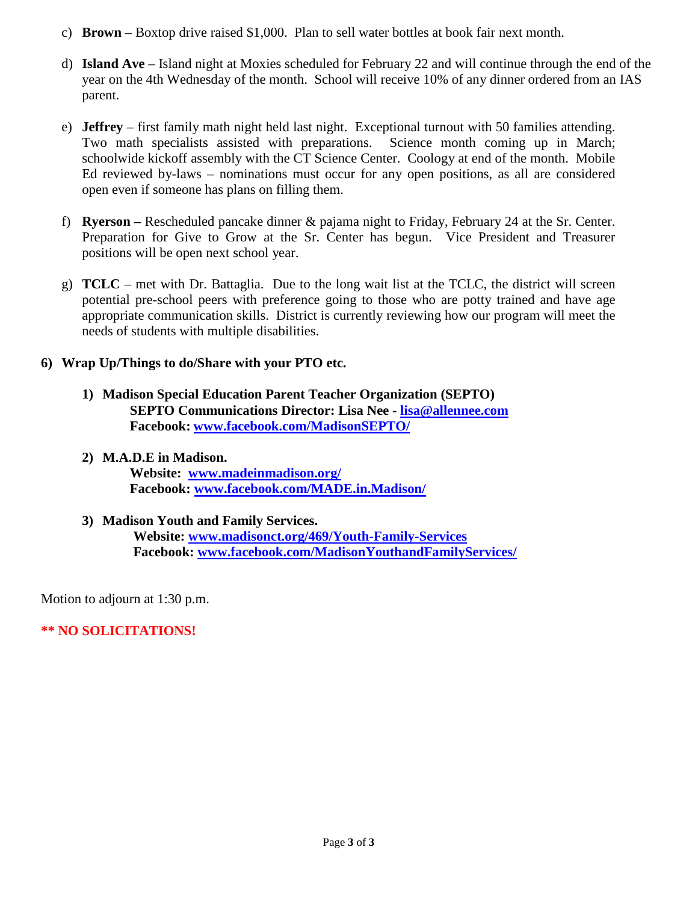c) **Brown** – Boxtop drive raised $1,000. Plan to sell water bottles at book fair next month.

d) **Island Ave** – Island night at Moxies scheduled for February 22 and will continue through the end of the year on the 4th Wednesday of the month. School will receive 10% of any dinner ordered from an IAS parent.

e) **Jeffrey** – first family math night held last night. Exceptional turnout with 50 families attending. Two math specialists assisted with preparations. Science month coming up in March; schoolwide kickoff assembly with the CT Science Center. Coology at end of the month. Mobile Ed reviewed by-laws – nominations must occur for any open positions, as all are considered open even if someone has plans on filling them.

f) **Ryerson –** Rescheduled pancake dinner & pajama night to Friday, February 24 at the Sr. Center. Preparation for Give to Grow at the Sr. Center has begun. Vice President and Treasurer positions will be open next school year.

g) **TCLC** – met with Dr. Battaglia. Due to the long wait list at the TCLC, the district will screen potential pre-school peers with preference going to those who are potty trained and have age appropriate communication skills. District is currently reviewing how our program will meet the needs of students with multiple disabilities.

**6) Wrap Up/Things to do/Share with your PTO etc.**

1) **Madison Special Education Parent Teacher Organization (SEPTO)**
   **SEPTO Communications Director: Lisa Nee - [lisa@allennee.com](mailto:lisa@allennee.com)**
   **Facebook: [www.facebook.com/MadisonSEPTO/](http://www.facebook.com/MadisonSEPTO/)**

2) **M.A.D.E in Madison.**
   **Website: [www.madeinmadison.org/](http://www.madeinmadison.org/)**
   **Facebook: [www.facebook.com/MADE.in.Madison/](http://www.facebook.com/MADE.in.Madison/)**

3) **Madison Youth and Family Services.**
   **Website: [www.madisonct.org/469/Youth-Family-Services](http://www.madisonct.org/469/Youth-Family-Services)**
   **Facebook: [www.facebook.com/MadisonYouthandFamilyServices/](http://www.facebook.com/MadisonYouthandFamilyServices/)**

Motion to adjourn at 1:30 p.m.

**** NO SOLICITATIONS!**